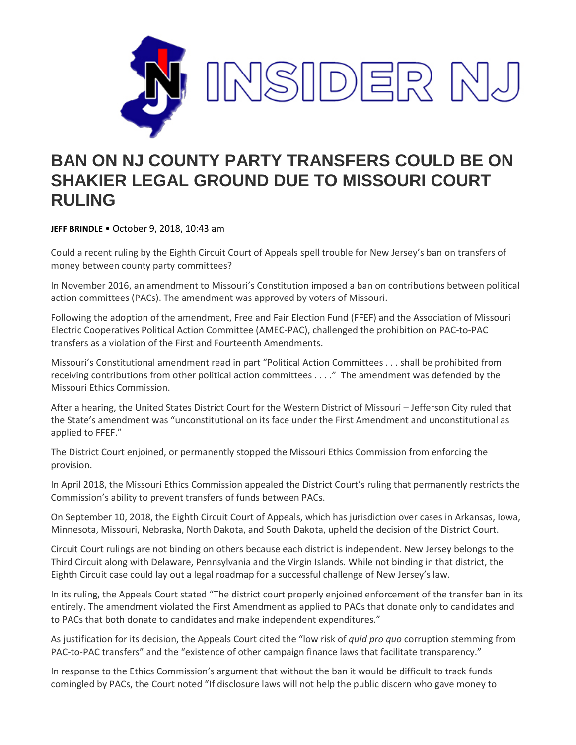# BAN ON NJ COUNTY PARTY TRANSFERS COULD BE ON SHAKIER LEGAL GROUND DUE TO MISSOURI COURT RULING

**JEFF BRINDLE** • October 9, 2018, 10:43 am

Could a recent ruling by the Eighth Circuit Court of Appeals spell trouble for New Jersey's ban on transfers of money between county party committees?

In November 2016, an amendment to Missouri's Constitution imposed a ban on contributions between political action committees (PACs). The amendment was approved by voters of Missouri.

Following the adoption of the amendment, Free and Fair Election Fund (FFEF) and the Association of Missouri Electric Cooperatives Political Action Committee (AMEC-PAC), challenged the prohibition on PAC-to-PAC transfers as a violation of the First and Fourteenth Amendments.

Missouri's Constitutional amendment read in part "Political Action Committees . . . shall be prohibited from receiving contributions from other political action committees . . . ." The amendment was defended by the Missouri Ethics Commission.

After a hearing, the United States District Court for the Western District of Missouri – Jefferson City ruled that the State's amendment was "unconstitutional on its face under the First Amendment and unconstitutional as applied to FFEF."

The District Court enjoined, or permanently stopped the Missouri Ethics Commission from enforcing the provision.

In April 2018, the Missouri Ethics Commission appealed the District Court's ruling that permanently restricts the Commission's ability to prevent transfers of funds between PACs.

On September 10, 2018, the Eighth Circuit Court of Appeals, which has jurisdiction over cases in Arkansas, Iowa, Minnesota, Missouri, Nebraska, North Dakota, and South Dakota, upheld the decision of the District Court.

Circuit Court rulings are not binding on others because each district is independent. New Jersey belongs to the Third Circuit along with Delaware, Pennsylvania and the Virgin Islands. While not binding in that district, the Eighth Circuit case could lay out a legal roadmap for a successful challenge of New Jersey's law.

In its ruling, the Appeals Court stated "The district court properly enjoined enforcement of the transfer ban in its entirely. The amendment violated the First Amendment as applied to PACs that donate only to candidates and to PACs that both donate to candidates and make independent expenditures."

As justification for its decision, the Appeals Court cited the "low risk of *quid pro quo* corruption stemming from PAC-to-PAC transfers" and the "existence of other campaign finance laws that facilitate transparency."

In response to the Ethics Commission's argument that without the ban it would be difficult to track funds comingled by PACs, the Court noted "If disclosure laws will not help the public discern who gave money to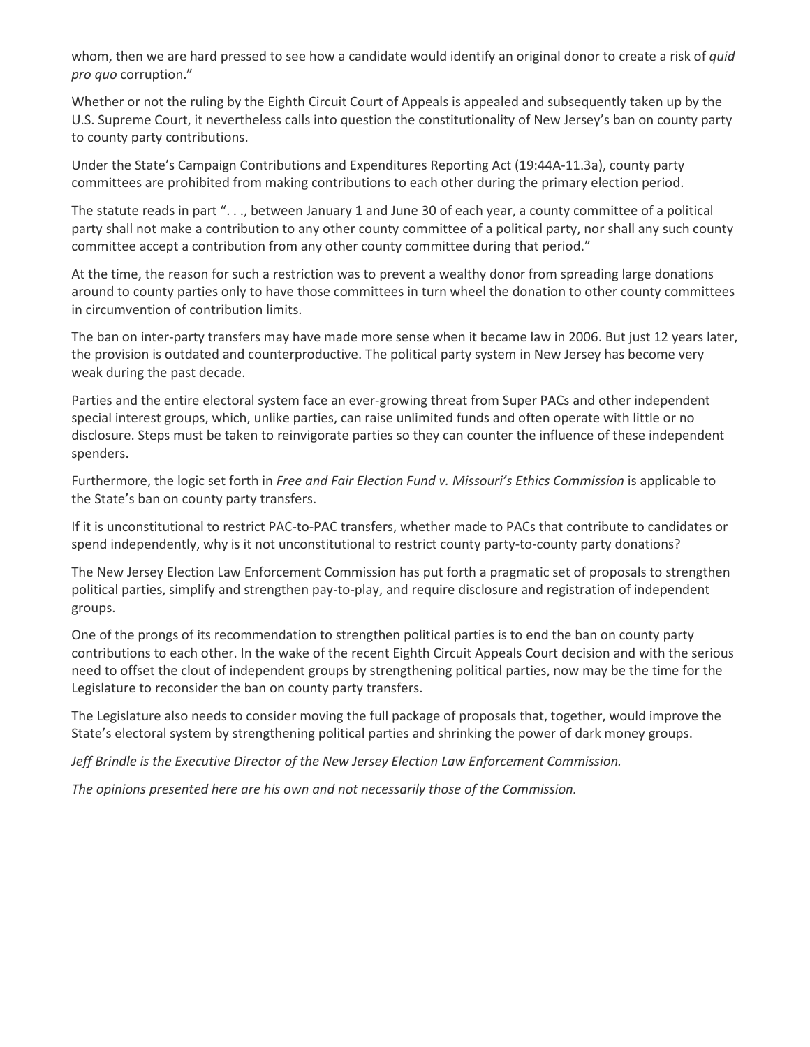whom, then we are hard pressed to see how a candidate would identify an original donor to create a risk of *quid pro quo* corruption."

Whether or not the ruling by the Eighth Circuit Court of Appeals is appealed and subsequently taken up by the U.S. Supreme Court, it nevertheless calls into question the constitutionality of New Jersey's ban on county party to county party contributions.

Under the State's Campaign Contributions and Expenditures Reporting Act (19:44A-11.3a), county party committees are prohibited from making contributions to each other during the primary election period.

The statute reads in part ". . ., between January 1 and June 30 of each year, a county committee of a political party shall not make a contribution to any other county committee of a political party, nor shall any such county committee accept a contribution from any other county committee during that period."

At the time, the reason for such a restriction was to prevent a wealthy donor from spreading large donations around to county parties only to have those committees in turn wheel the donation to other county committees in circumvention of contribution limits.

The ban on inter-party transfers may have made more sense when it became law in 2006. But just 12 years later, the provision is outdated and counterproductive. The political party system in New Jersey has become very weak during the past decade.

Parties and the entire electoral system face an ever-growing threat from Super PACs and other independent special interest groups, which, unlike parties, can raise unlimited funds and often operate with little or no disclosure. Steps must be taken to reinvigorate parties so they can counter the influence of these independent spenders.

Furthermore, the logic set forth in *Free and Fair Election Fund v. Missouri's Ethics Commission* is applicable to the State's ban on county party transfers.

If it is unconstitutional to restrict PAC-to-PAC transfers, whether made to PACs that contribute to candidates or spend independently, why is it not unconstitutional to restrict county party-to-county party donations?

The New Jersey Election Law Enforcement Commission has put forth a pragmatic set of proposals to strengthen political parties, simplify and strengthen pay-to-play, and require disclosure and registration of independent groups.

One of the prongs of its recommendation to strengthen political parties is to end the ban on county party contributions to each other. In the wake of the recent Eighth Circuit Appeals Court decision and with the serious need to offset the clout of independent groups by strengthening political parties, now may be the time for the Legislature to reconsider the ban on county party transfers.

The Legislature also needs to consider moving the full package of proposals that, together, would improve the State's electoral system by strengthening political parties and shrinking the power of dark money groups.

*Jeff Brindle is the Executive Director of the New Jersey Election Law Enforcement Commission.*

*The opinions presented here are his own and not necessarily those of the Commission.*